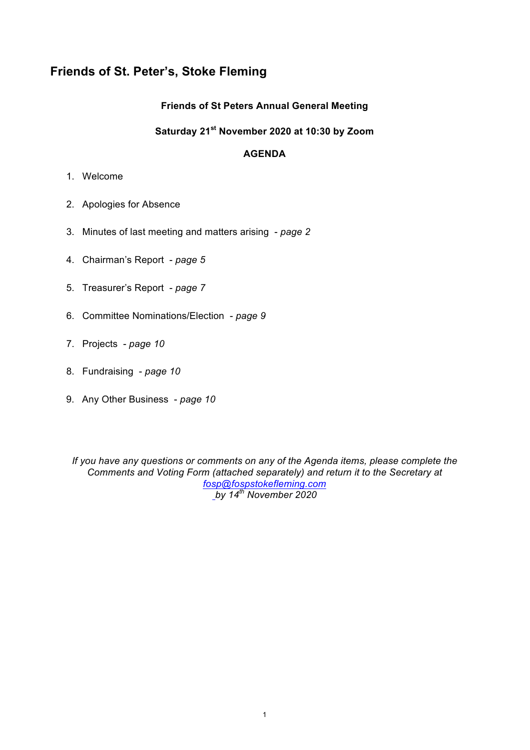# Friends of St. Peter's, Stoke Fleming

**Friends of St Peters Annual General Meeting**

**Saturday 21st November 2020 at 10:30 by Zoom**

**AGENDA**

1. Welcome
2. Apologies for Absence
3. Minutes of last meeting and matters arising - *page 2*
4. Chairman's Report - *page 5*
5. Treasurer's Report - *page 7*
6. Committee Nominations/Election - *page 9*
7. Projects - *page 10*
8. Fundraising - *page 10*
9. Any Other Business - *page 10*

*If you have any questions or comments on any of the Agenda items, please complete the Comments and Voting Form (attached separately) and return it to the Secretary at [fosp@fospstokefleming.com](mailto:fosp@fospstokefleming.com) by 14th November 2020*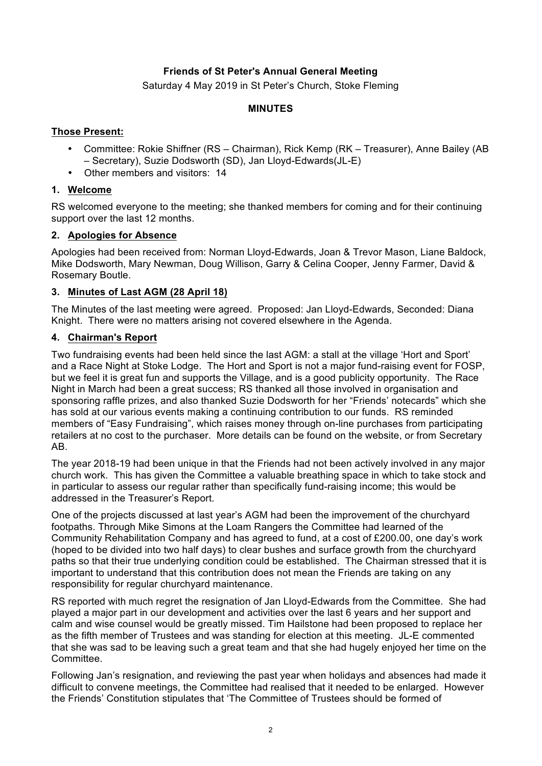**Friends of St Peter's Annual General Meeting**

Saturday 4 May 2019 in St Peter's Church, Stoke Fleming

**MINUTES**

**Those Present:**

- Committee: Rokie Shiffner (RS – Chairman), Rick Kemp (RK – Treasurer), Anne Bailey (AB – Secretary), Suzie Dodsworth (SD), Jan Lloyd-Edwards(JL-E)
- Other members and visitors: 14

## 1. Welcome

RS welcomed everyone to the meeting; she thanked members for coming and for their continuing support over the last 12 months.

## 2. Apologies for Absence

Apologies had been received from: Norman Lloyd-Edwards, Joan & Trevor Mason, Liane Baldock, Mike Dodsworth, Mary Newman, Doug Willison, Garry & Celina Cooper, Jenny Farmer, David & Rosemary Boutle.

## 3. Minutes of Last AGM (28 April 18)

The Minutes of the last meeting were agreed. Proposed: Jan Lloyd-Edwards, Seconded: Diana Knight. There were no matters arising not covered elsewhere in the Agenda.

## 4. Chairman's Report

Two fundraising events had been held since the last AGM: a stall at the village 'Hort and Sport' and a Race Night at Stoke Lodge. The Hort and Sport is not a major fund-raising event for FOSP, but we feel it is great fun and supports the Village, and is a good publicity opportunity. The Race Night in March had been a great success; RS thanked all those involved in organisation and sponsoring raffle prizes, and also thanked Suzie Dodsworth for her "Friends' notecards" which she has sold at our various events making a continuing contribution to our funds. RS reminded members of "Easy Fundraising", which raises money through on-line purchases from participating retailers at no cost to the purchaser. More details can be found on the website, or from Secretary AB.

The year 2018-19 had been unique in that the Friends had not been actively involved in any major church work. This has given the Committee a valuable breathing space in which to take stock and in particular to assess our regular rather than specifically fund-raising income; this would be addressed in the Treasurer's Report.

One of the projects discussed at last year's AGM had been the improvement of the churchyard footpaths. Through Mike Simons at the Loam Rangers the Committee had learned of the Community Rehabilitation Company and has agreed to fund, at a cost of £200.00, one day's work (hoped to be divided into two half days) to clear bushes and surface growth from the churchyard paths so that their true underlying condition could be established. The Chairman stressed that it is important to understand that this contribution does not mean the Friends are taking on any responsibility for regular churchyard maintenance.

RS reported with much regret the resignation of Jan Lloyd-Edwards from the Committee. She had played a major part in our development and activities over the last 6 years and her support and calm and wise counsel would be greatly missed. Tim Hailstone had been proposed to replace her as the fifth member of Trustees and was standing for election at this meeting. JL-E commented that she was sad to be leaving such a great team and that she had hugely enjoyed her time on the Committee.

Following Jan's resignation, and reviewing the past year when holidays and absences had made it difficult to convene meetings, the Committee had realised that it needed to be enlarged. However the Friends' Constitution stipulates that 'The Committee of Trustees should be formed of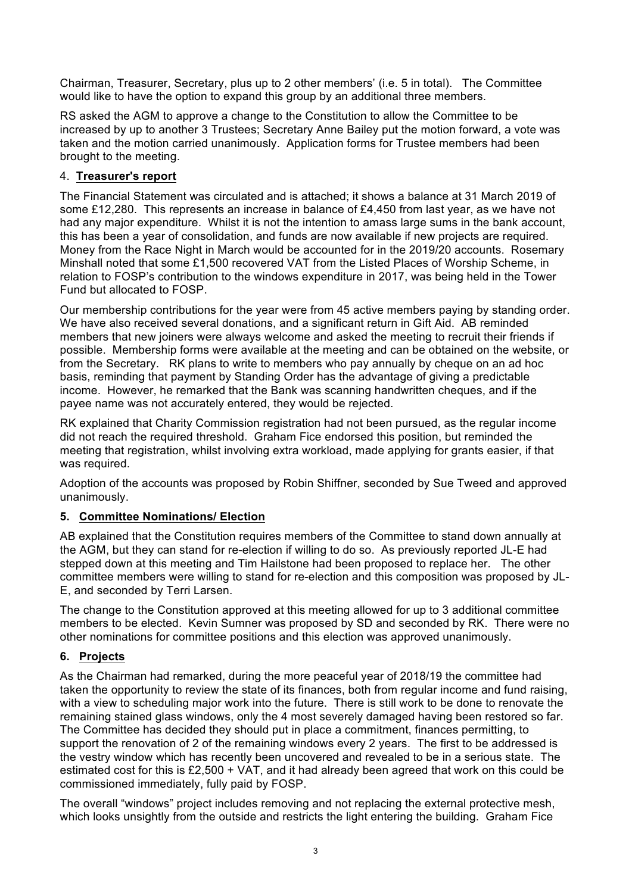Chairman, Treasurer, Secretary, plus up to 2 other members' (i.e. 5 in total). The Committee would like to have the option to expand this group by an additional three members.

RS asked the AGM to approve a change to the Constitution to allow the Committee to be increased by up to another 3 Trustees; Secretary Anne Bailey put the motion forward, a vote was taken and the motion carried unanimously. Application forms for Trustee members had been brought to the meeting.

4. **Treasurer's report**

The Financial Statement was circulated and is attached; it shows a balance at 31 March 2019 of some £12,280. This represents an increase in balance of £4,450 from last year, as we have not had any major expenditure. Whilst it is not the intention to amass large sums in the bank account, this has been a year of consolidation, and funds are now available if new projects are required. Money from the Race Night in March would be accounted for in the 2019/20 accounts. Rosemary Minshall noted that some £1,500 recovered VAT from the Listed Places of Worship Scheme, in relation to FOSP's contribution to the windows expenditure in 2017, was being held in the Tower Fund but allocated to FOSP.

Our membership contributions for the year were from 45 active members paying by standing order. We have also received several donations, and a significant return in Gift Aid. AB reminded members that new joiners were always welcome and asked the meeting to recruit their friends if possible. Membership forms were available at the meeting and can be obtained on the website, or from the Secretary. RK plans to write to members who pay annually by cheque on an ad hoc basis, reminding that payment by Standing Order has the advantage of giving a predictable income. However, he remarked that the Bank was scanning handwritten cheques, and if the payee name was not accurately entered, they would be rejected.

RK explained that Charity Commission registration had not been pursued, as the regular income did not reach the required threshold. Graham Fice endorsed this position, but reminded the meeting that registration, whilst involving extra workload, made applying for grants easier, if that was required.

Adoption of the accounts was proposed by Robin Shiffner, seconded by Sue Tweed and approved unanimously.

5. **Committee Nominations/ Election**

AB explained that the Constitution requires members of the Committee to stand down annually at the AGM, but they can stand for re-election if willing to do so. As previously reported JL-E had stepped down at this meeting and Tim Hailstone had been proposed to replace her. The other committee members were willing to stand for re-election and this composition was proposed by JL-E, and seconded by Terri Larsen.

The change to the Constitution approved at this meeting allowed for up to 3 additional committee members to be elected. Kevin Sumner was proposed by SD and seconded by RK. There were no other nominations for committee positions and this election was approved unanimously.

6. **Projects**

As the Chairman had remarked, during the more peaceful year of 2018/19 the committee had taken the opportunity to review the state of its finances, both from regular income and fund raising, with a view to scheduling major work into the future. There is still work to be done to renovate the remaining stained glass windows, only the 4 most severely damaged having been restored so far. The Committee has decided they should put in place a commitment, finances permitting, to support the renovation of 2 of the remaining windows every 2 years. The first to be addressed is the vestry window which has recently been uncovered and revealed to be in a serious state. The estimated cost for this is £2,500 + VAT, and it had already been agreed that work on this could be commissioned immediately, fully paid by FOSP.

The overall "windows" project includes removing and not replacing the external protective mesh, which looks unsightly from the outside and restricts the light entering the building. Graham Fice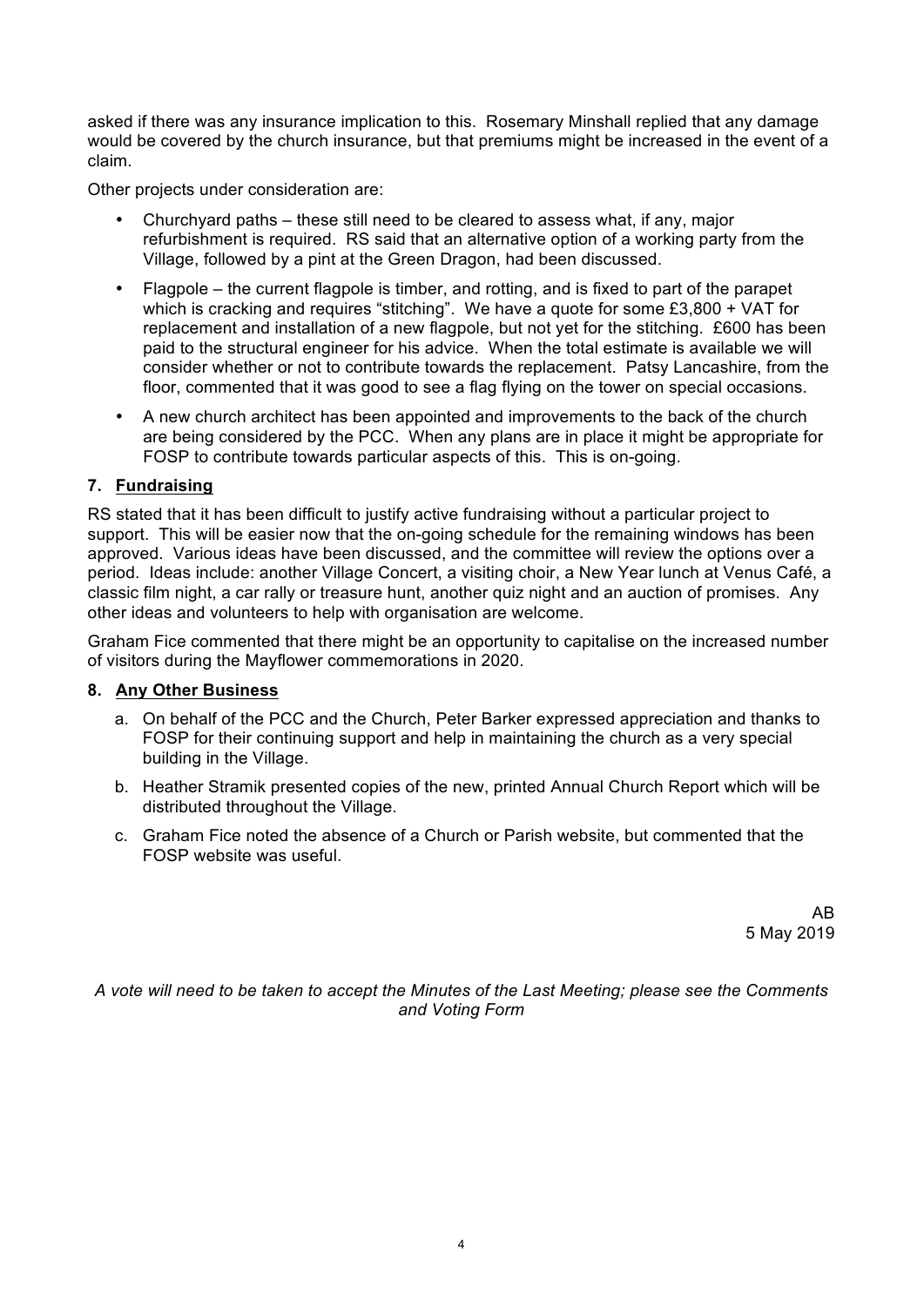asked if there was any insurance implication to this. Rosemary Minshall replied that any damage would be covered by the church insurance, but that premiums might be increased in the event of a claim.

Other projects under consideration are:

- Churchyard paths – these still need to be cleared to assess what, if any, major refurbishment is required. RS said that an alternative option of a working party from the Village, followed by a pint at the Green Dragon, had been discussed.
- Flagpole – the current flagpole is timber, and rotting, and is fixed to part of the parapet which is cracking and requires "stitching". We have a quote for some £3,800 + VAT for replacement and installation of a new flagpole, but not yet for the stitching. £600 has been paid to the structural engineer for his advice. When the total estimate is available we will consider whether or not to contribute towards the replacement. Patsy Lancashire, from the floor, commented that it was good to see a flag flying on the tower on special occasions.
- A new church architect has been appointed and improvements to the back of the church are being considered by the PCC. When any plans are in place it might be appropriate for FOSP to contribute towards particular aspects of this. This is on-going.

## 7. Fundraising

RS stated that it has been difficult to justify active fundraising without a particular project to support. This will be easier now that the on-going schedule for the remaining windows has been approved. Various ideas have been discussed, and the committee will review the options over a period. Ideas include: another Village Concert, a visiting choir, a New Year lunch at Venus Café, a classic film night, a car rally or treasure hunt, another quiz night and an auction of promises. Any other ideas and volunteers to help with organisation are welcome.

Graham Fice commented that there might be an opportunity to capitalise on the increased number of visitors during the Mayflower commemorations in 2020.

## 8. Any Other Business

a. On behalf of the PCC and the Church, Peter Barker expressed appreciation and thanks to FOSP for their continuing support and help in maintaining the church as a very special building in the Village.

b. Heather Stramik presented copies of the new, printed Annual Church Report which will be distributed throughout the Village.

c. Graham Fice noted the absence of a Church or Parish website, but commented that the FOSP website was useful.

AB
5 May 2019

*A vote will need to be taken to accept the Minutes of the Last Meeting; please see the Comments and Voting Form*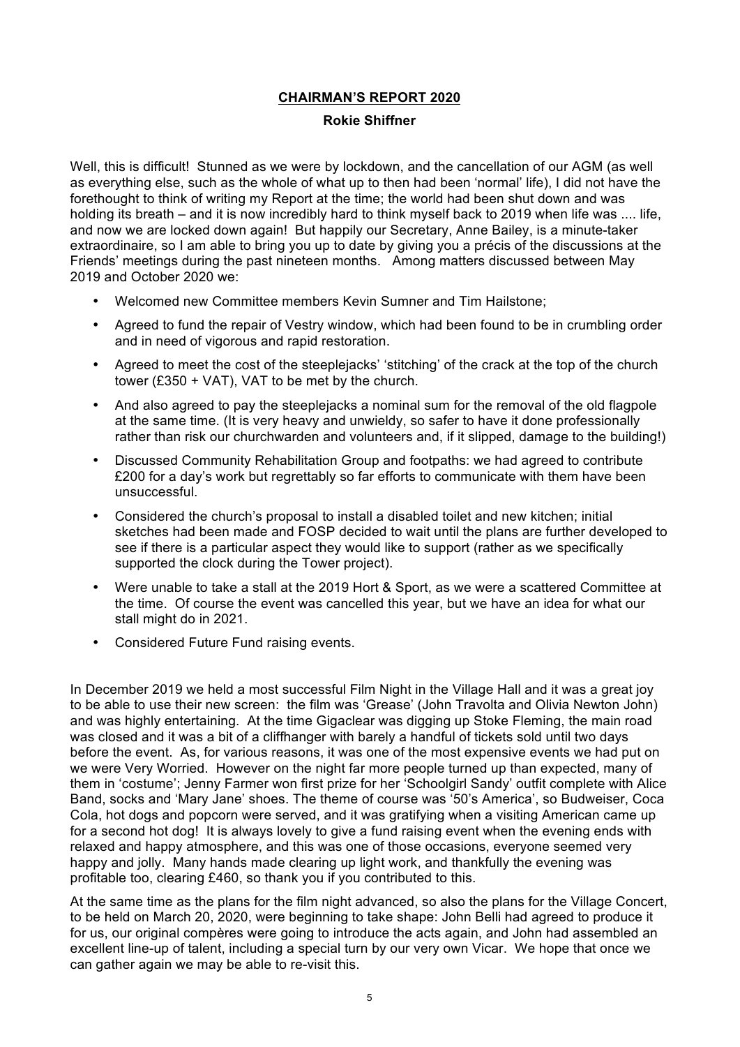## CHAIRMAN'S REPORT 2020

**Rokie Shiffner**

Well, this is difficult! Stunned as we were by lockdown, and the cancellation of our AGM (as well as everything else, such as the whole of what up to then had been 'normal' life), I did not have the forethought to think of writing my Report at the time; the world had been shut down and was holding its breath – and it is now incredibly hard to think myself back to 2019 when life was .... life, and now we are locked down again! But happily our Secretary, Anne Bailey, is a minute-taker extraordinaire, so I am able to bring you up to date by giving you a précis of the discussions at the Friends' meetings during the past nineteen months. Among matters discussed between May 2019 and October 2020 we:

- Welcomed new Committee members Kevin Sumner and Tim Hailstone;
- Agreed to fund the repair of Vestry window, which had been found to be in crumbling order and in need of vigorous and rapid restoration.
- Agreed to meet the cost of the steeplejacks' 'stitching' of the crack at the top of the church tower (£350 + VAT), VAT to be met by the church.
- And also agreed to pay the steeplejacks a nominal sum for the removal of the old flagpole at the same time. (It is very heavy and unwieldy, so safer to have it done professionally rather than risk our churchwarden and volunteers and, if it slipped, damage to the building!)
- Discussed Community Rehabilitation Group and footpaths: we had agreed to contribute £200 for a day's work but regrettably so far efforts to communicate with them have been unsuccessful.
- Considered the church's proposal to install a disabled toilet and new kitchen; initial sketches had been made and FOSP decided to wait until the plans are further developed to see if there is a particular aspect they would like to support (rather as we specifically supported the clock during the Tower project).
- Were unable to take a stall at the 2019 Hort & Sport, as we were a scattered Committee at the time. Of course the event was cancelled this year, but we have an idea for what our stall might do in 2021.
- Considered Future Fund raising events.

In December 2019 we held a most successful Film Night in the Village Hall and it was a great joy to be able to use their new screen: the film was 'Grease' (John Travolta and Olivia Newton John) and was highly entertaining. At the time Gigaclear was digging up Stoke Fleming, the main road was closed and it was a bit of a cliffhanger with barely a handful of tickets sold until two days before the event. As, for various reasons, it was one of the most expensive events we had put on we were Very Worried. However on the night far more people turned up than expected, many of them in 'costume'; Jenny Farmer won first prize for her 'Schoolgirl Sandy' outfit complete with Alice Band, socks and 'Mary Jane' shoes. The theme of course was '50's America', so Budweiser, Coca Cola, hot dogs and popcorn were served, and it was gratifying when a visiting American came up for a second hot dog! It is always lovely to give a fund raising event when the evening ends with relaxed and happy atmosphere, and this was one of those occasions, everyone seemed very happy and jolly. Many hands made clearing up light work, and thankfully the evening was profitable too, clearing £460, so thank you if you contributed to this.

At the same time as the plans for the film night advanced, so also the plans for the Village Concert, to be held on March 20, 2020, were beginning to take shape: John Belli had agreed to produce it for us, our original compères were going to introduce the acts again, and John had assembled an excellent line-up of talent, including a special turn by our very own Vicar. We hope that once we can gather again we may be able to re-visit this.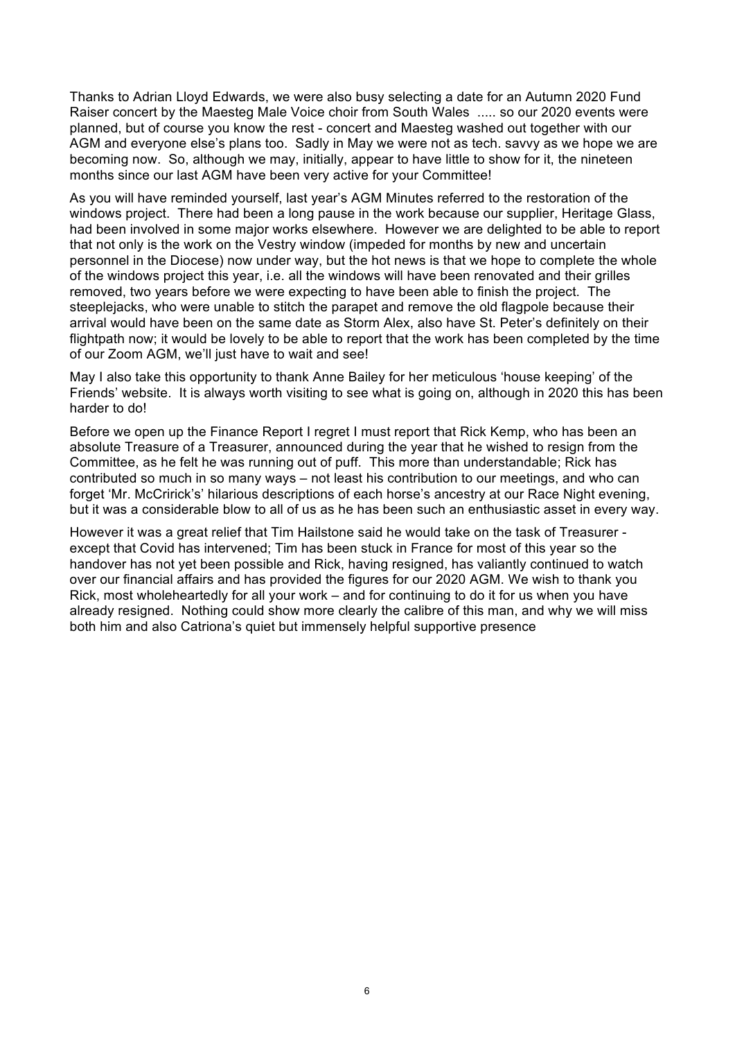Thanks to Adrian Lloyd Edwards, we were also busy selecting a date for an Autumn 2020 Fund Raiser concert by the Maesteg Male Voice choir from South Wales ..... so our 2020 events were planned, but of course you know the rest - concert and Maesteg washed out together with our AGM and everyone else's plans too. Sadly in May we were not as tech. savvy as we hope we are becoming now. So, although we may, initially, appear to have little to show for it, the nineteen months since our last AGM have been very active for your Committee!

As you will have reminded yourself, last year's AGM Minutes referred to the restoration of the windows project. There had been a long pause in the work because our supplier, Heritage Glass, had been involved in some major works elsewhere. However we are delighted to be able to report that not only is the work on the Vestry window (impeded for months by new and uncertain personnel in the Diocese) now under way, but the hot news is that we hope to complete the whole of the windows project this year, i.e. all the windows will have been renovated and their grilles removed, two years before we were expecting to have been able to finish the project. The steeplejacks, who were unable to stitch the parapet and remove the old flagpole because their arrival would have been on the same date as Storm Alex, also have St. Peter's definitely on their flightpath now; it would be lovely to be able to report that the work has been completed by the time of our Zoom AGM, we'll just have to wait and see!

May I also take this opportunity to thank Anne Bailey for her meticulous 'house keeping' of the Friends' website. It is always worth visiting to see what is going on, although in 2020 this has been harder to do!

Before we open up the Finance Report I regret I must report that Rick Kemp, who has been an absolute Treasure of a Treasurer, announced during the year that he wished to resign from the Committee, as he felt he was running out of puff. This more than understandable; Rick has contributed so much in so many ways – not least his contribution to our meetings, and who can forget 'Mr. McCririck's' hilarious descriptions of each horse's ancestry at our Race Night evening, but it was a considerable blow to all of us as he has been such an enthusiastic asset in every way.

However it was a great relief that Tim Hailstone said he would take on the task of Treasurer - except that Covid has intervened; Tim has been stuck in France for most of this year so the handover has not yet been possible and Rick, having resigned, has valiantly continued to watch over our financial affairs and has provided the figures for our 2020 AGM. We wish to thank you Rick, most wholeheartedly for all your work – and for continuing to do it for us when you have already resigned. Nothing could show more clearly the calibre of this man, and why we will miss both him and also Catriona's quiet but immensely helpful supportive presence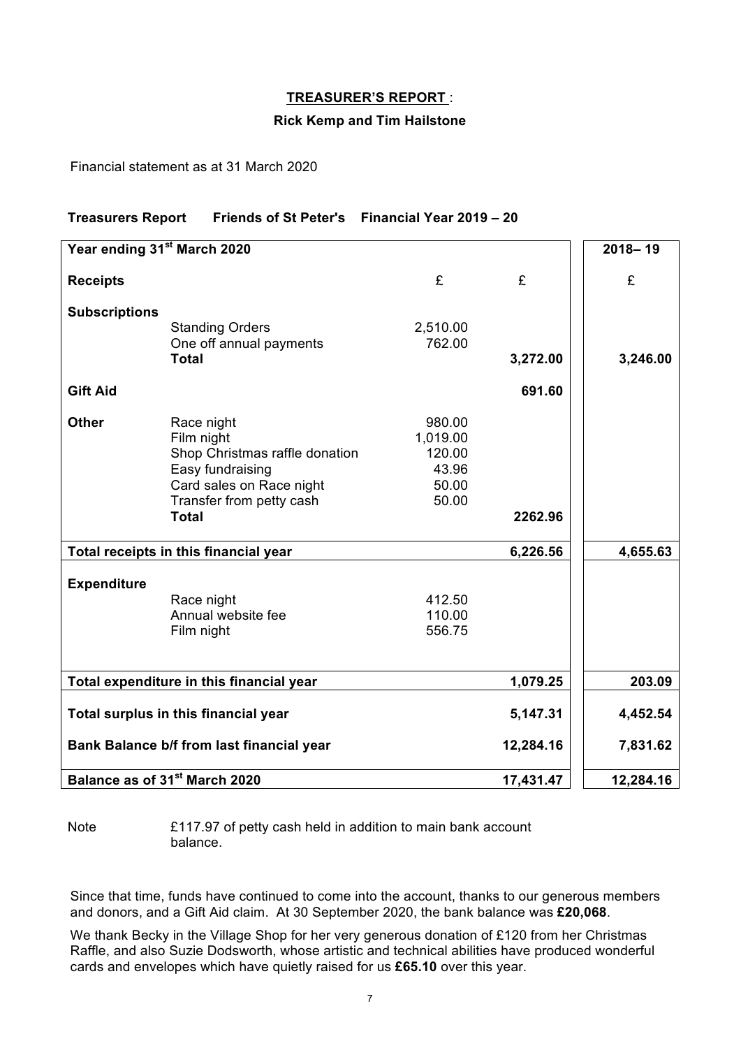## **TREASURER'S REPORT** :

### Rick Kemp and Tim Hailstone

Financial statement as at 31 March 2020

**Treasurers Report      Friends of St Peter's    Financial Year 2019 – 20**

| **Year ending 31st March 2020** | | | | **2018– 19** |
|---|---|---|---|---|
| **Receipts** | | £ | £ | £ |
| **Subscriptions** | | | | |
| | Standing Orders | 2,510.00 | | |
| | One off annual payments | 762.00 | | |
| | **Total** | | **3,272.00** | **3,246.00** |
| **Gift Aid** | | | **691.60** | |
| **Other** | Race night | 980.00 | | |
| | Film night | 1,019.00 | | |
| | Shop Christmas raffle donation | 120.00 | | |
| | Easy fundraising | 43.96 | | |
| | Card sales on Race night | 50.00 | | |
| | Transfer from petty cash | 50.00 | | |
| | **Total** | | **2262.96** | |
| **Total receipts in this financial year** | | | **6,226.56** | **4,655.63** |
| **Expenditure** | | | | |
| | Race night | 412.50 | | |
| | Annual website fee | 110.00 | | |
| | Film night | 556.75 | | |
| **Total expenditure in this financial year** | | | **1,079.25** | **203.09** |
| **Total surplus in this financial year** | | | **5,147.31** | **4,452.54** |
| **Bank Balance b/f from last financial year** | | | **12,284.16** | **7,831.62** |
| **Balance as of 31st March 2020** | | | **17,431.47** | **12,284.16** |

Note        £117.97 of petty cash held in addition to main bank account balance.

Since that time, funds have continued to come into the account, thanks to our generous members and donors, and a Gift Aid claim. At 30 September 2020, the bank balance was **£20,068**.

We thank Becky in the Village Shop for her very generous donation of £120 from her Christmas Raffle, and also Suzie Dodsworth, whose artistic and technical abilities have produced wonderful cards and envelopes which have quietly raised for us **£65.10** over this year.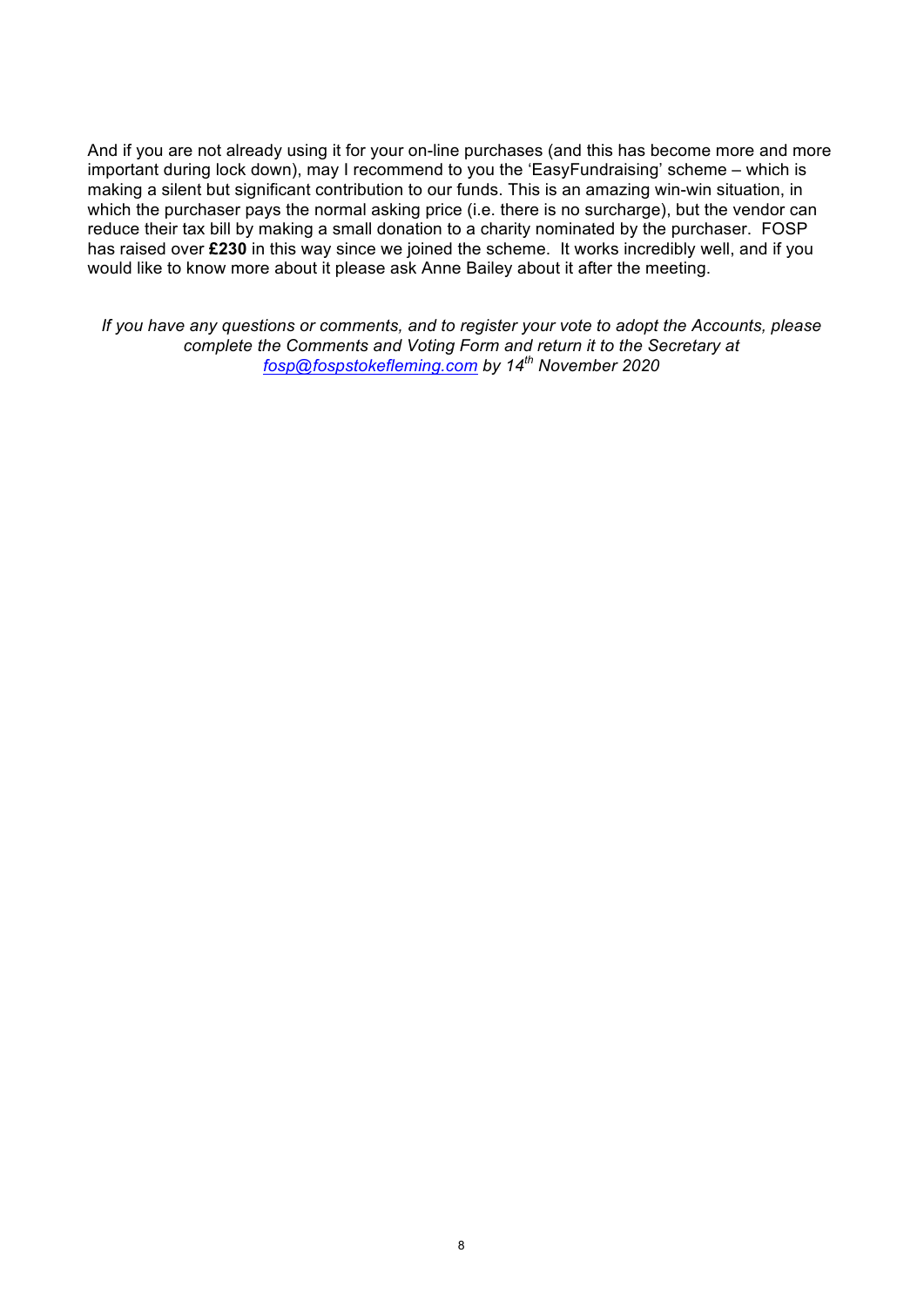And if you are not already using it for your on-line purchases (and this has become more and more important during lock down), may I recommend to you the 'EasyFundraising' scheme – which is making a silent but significant contribution to our funds. This is an amazing win-win situation, in which the purchaser pays the normal asking price (i.e. there is no surcharge), but the vendor can reduce their tax bill by making a small donation to a charity nominated by the purchaser. FOSP has raised over **£230** in this way since we joined the scheme. It works incredibly well, and if you would like to know more about it please ask Anne Bailey about it after the meeting.

*If you have any questions or comments, and to register your vote to adopt the Accounts, please complete the Comments and Voting Form and return it to the Secretary at [fosp@fospstokefleming.com](mailto:fosp@fospstokefleming.com) by 14th November 2020*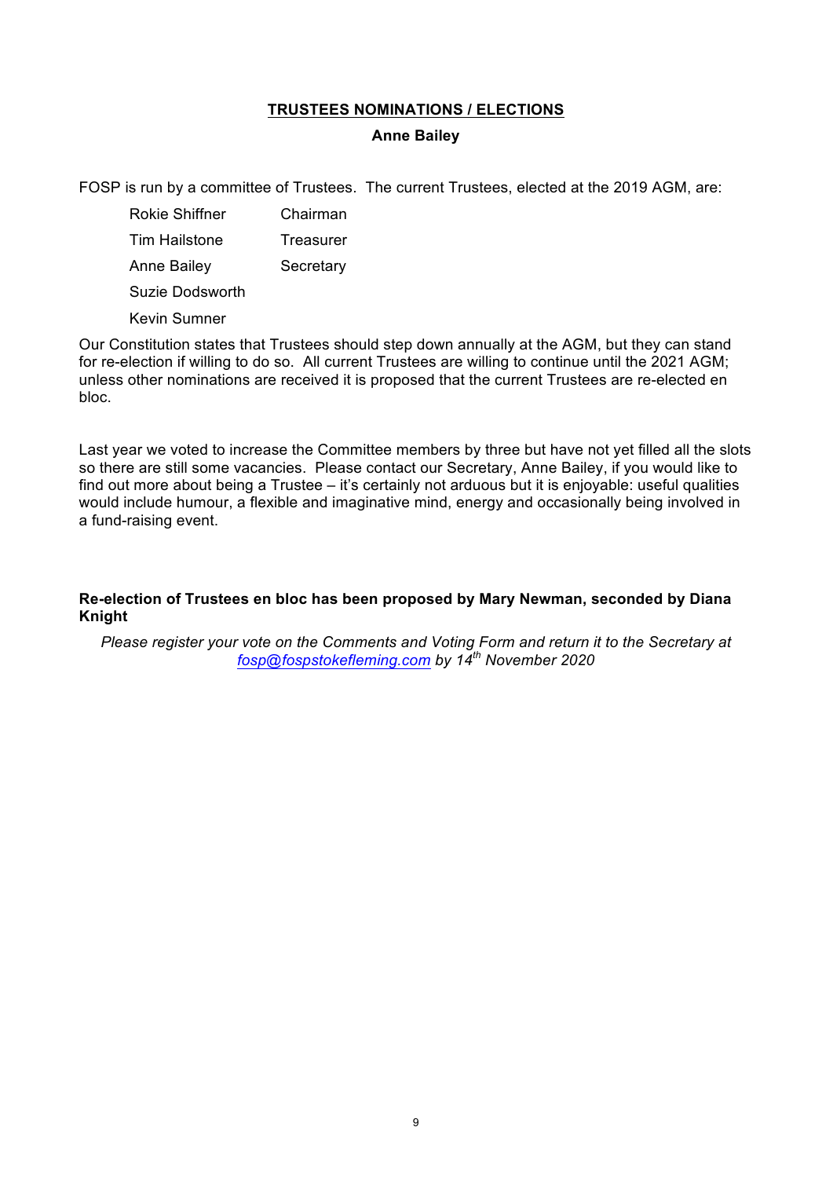## TRUSTEES NOMINATIONS / ELECTIONS

**Anne Bailey**

FOSP is run by a committee of Trustees. The current Trustees, elected at the 2019 AGM, are:

| | |
|---|---|
| Rokie Shiffner | Chairman |
| Tim Hailstone | Treasurer |
| Anne Bailey | Secretary |
| Suzie Dodsworth | |
| Kevin Sumner | |

Our Constitution states that Trustees should step down annually at the AGM, but they can stand for re-election if willing to do so. All current Trustees are willing to continue until the 2021 AGM; unless other nominations are received it is proposed that the current Trustees are re-elected en bloc.

Last year we voted to increase the Committee members by three but have not yet filled all the slots so there are still some vacancies. Please contact our Secretary, Anne Bailey, if you would like to find out more about being a Trustee – it's certainly not arduous but it is enjoyable: useful qualities would include humour, a flexible and imaginative mind, energy and occasionally being involved in a fund-raising event.

**Re-election of Trustees en bloc has been proposed by Mary Newman, seconded by Diana Knight**

*Please register your vote on the Comments and Voting Form and return it to the Secretary at fosp@fospstokefleming.com by 14th November 2020*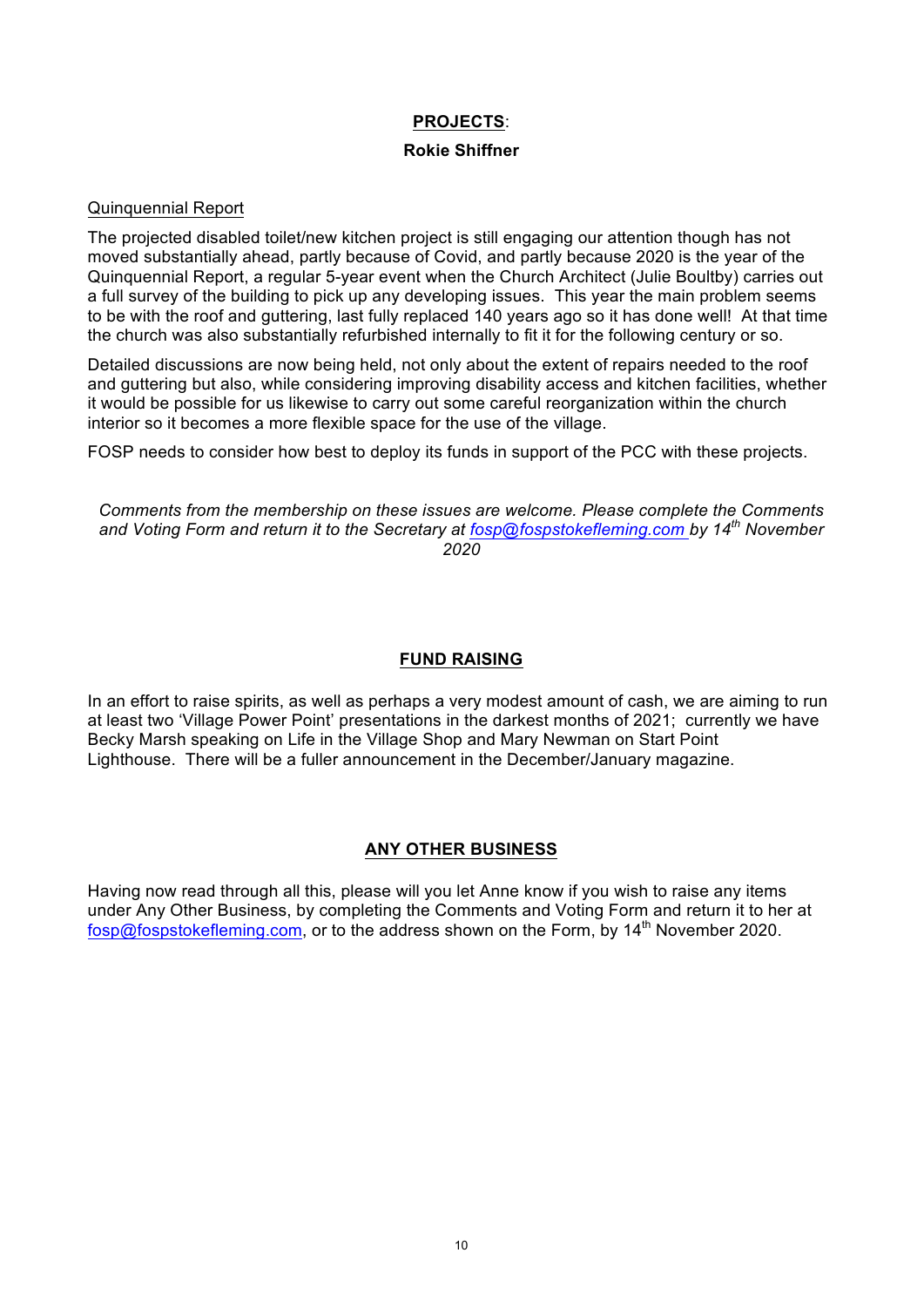## PROJECTS:

**Rokie Shiffner**

Quinquennial Report

The projected disabled toilet/new kitchen project is still engaging our attention though has not moved substantially ahead, partly because of Covid, and partly because 2020 is the year of the Quinquennial Report, a regular 5-year event when the Church Architect (Julie Boultby) carries out a full survey of the building to pick up any developing issues. This year the main problem seems to be with the roof and guttering, last fully replaced 140 years ago so it has done well! At that time the church was also substantially refurbished internally to fit it for the following century or so.

Detailed discussions are now being held, not only about the extent of repairs needed to the roof and guttering but also, while considering improving disability access and kitchen facilities, whether it would be possible for us likewise to carry out some careful reorganization within the church interior so it becomes a more flexible space for the use of the village.

FOSP needs to consider how best to deploy its funds in support of the PCC with these projects.

*Comments from the membership on these issues are welcome. Please complete the Comments and Voting Form and return it to the Secretary at fosp@fospstokefleming.com by 14th November 2020*

## FUND RAISING

In an effort to raise spirits, as well as perhaps a very modest amount of cash, we are aiming to run at least two 'Village Power Point' presentations in the darkest months of 2021; currently we have Becky Marsh speaking on Life in the Village Shop and Mary Newman on Start Point Lighthouse. There will be a fuller announcement in the December/January magazine.

## ANY OTHER BUSINESS

Having now read through all this, please will you let Anne know if you wish to raise any items under Any Other Business, by completing the Comments and Voting Form and return it to her at fosp@fospstokefleming.com, or to the address shown on the Form, by 14th November 2020.